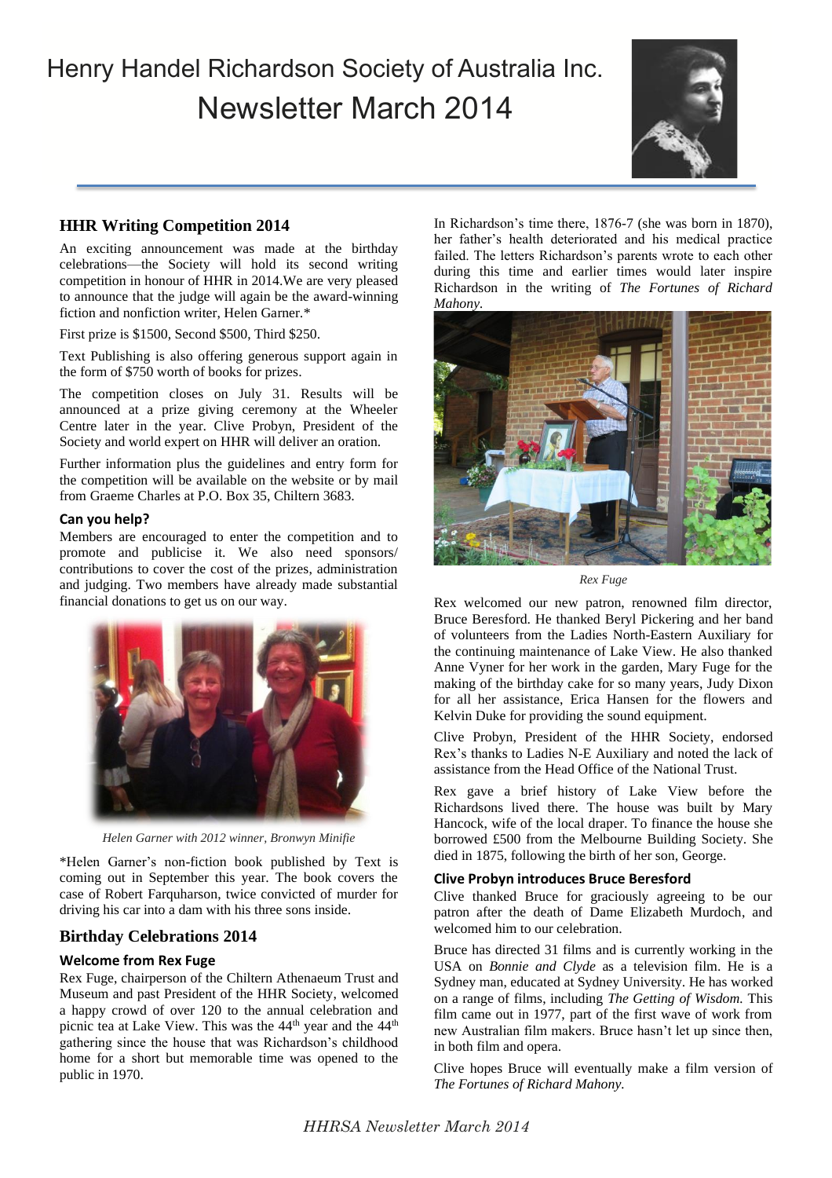# Henry Handel Richardson Society of Australia Inc.
# Newsletter March 2014

## HHR Writing Competition 2014

An exciting announcement was made at the birthday celebrations—the Society will hold its second writing competition in honour of HHR in 2014.We are very pleased to announce that the judge will again be the award-winning fiction and nonfiction writer, Helen Garner.*

First prize is $1500, Second $500, Third $250.

Text Publishing is also offering generous support again in the form of $750 worth of books for prizes.

The competition closes on July 31. Results will be announced at a prize giving ceremony at the Wheeler Centre later in the year. Clive Probyn, President of the Society and world expert on HHR will deliver an oration.

Further information plus the guidelines and entry form for the competition will be available on the website or by mail from Graeme Charles at P.O. Box 35, Chiltern 3683.

### Can you help?

Members are encouraged to enter the competition and to promote and publicise it. We also need sponsors/contributions to cover the cost of the prizes, administration and judging. Two members have already made substantial financial donations to get us on our way.

*Helen Garner with 2012 winner, Bronwyn Minifie*

*Helen Garner's non-fiction book published by Text is coming out in September this year. The book covers the case of Robert Farquharson, twice convicted of murder for driving his car into a dam with his three sons inside.

## Birthday Celebrations 2014

### Welcome from Rex Fuge

Rex Fuge, chairperson of the Chiltern Athenaeum Trust and Museum and past President of the HHR Society, welcomed a happy crowd of over 120 to the annual celebration and picnic tea at Lake View. This was the 44th year and the 44th gathering since the house that was Richardson's childhood home for a short but memorable time was opened to the public in 1970.

In Richardson's time there, 1876-7 (she was born in 1870), her father's health deteriorated and his medical practice failed. The letters Richardson's parents wrote to each other during this time and earlier times would later inspire Richardson in the writing of *The Fortunes of Richard Mahony.*

*Rex Fuge*

Rex welcomed our new patron, renowned film director, Bruce Beresford. He thanked Beryl Pickering and her band of volunteers from the Ladies North-Eastern Auxiliary for the continuing maintenance of Lake View. He also thanked Anne Vyner for her work in the garden, Mary Fuge for the making of the birthday cake for so many years, Judy Dixon for all her assistance, Erica Hansen for the flowers and Kelvin Duke for providing the sound equipment.

Clive Probyn, President of the HHR Society, endorsed Rex's thanks to Ladies N-E Auxiliary and noted the lack of assistance from the Head Office of the National Trust.

Rex gave a brief history of Lake View before the Richardsons lived there. The house was built by Mary Hancock, wife of the local draper. To finance the house she borrowed £500 from the Melbourne Building Society. She died in 1875, following the birth of her son, George.

### Clive Probyn introduces Bruce Beresford

Clive thanked Bruce for graciously agreeing to be our patron after the death of Dame Elizabeth Murdoch, and welcomed him to our celebration.

Bruce has directed 31 films and is currently working in the USA on *Bonnie and Clyde* as a television film. He is a Sydney man, educated at Sydney University. He has worked on a range of films, including *The Getting of Wisdom.* This film came out in 1977, part of the first wave of work from new Australian film makers. Bruce hasn't let up since then, in both film and opera.

Clive hopes Bruce will eventually make a film version of *The Fortunes of Richard Mahony.*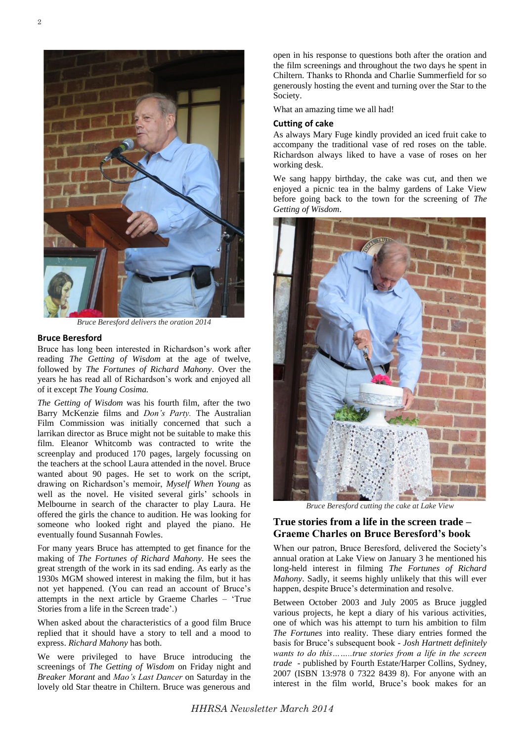*Bruce Beresford delivers the oration 2014*

## Bruce Beresford

Bruce has long been interested in Richardson's work after reading *The Getting of Wisdom* at the age of twelve, followed by *The Fortunes of Richard Mahony*. Over the years he has read all of Richardson's work and enjoyed all of it except *The Young Cosima.*

*The Getting of Wisdom* was his fourth film, after the two Barry McKenzie films and *Don's Party.* The Australian Film Commission was initially concerned that such a larrikan director as Bruce might not be suitable to make this film. Eleanor Whitcomb was contracted to write the screenplay and produced 170 pages, largely focussing on the teachers at the school Laura attended in the novel. Bruce wanted about 90 pages. He set to work on the script, drawing on Richardson's memoir, *Myself When Young* as well as the novel. He visited several girls' schools in Melbourne in search of the character to play Laura. He offered the girls the chance to audition. He was looking for someone who looked right and played the piano. He eventually found Susannah Fowles.

For many years Bruce has attempted to get finance for the making of *The Fortunes of Richard Mahony.* He sees the great strength of the work in its sad ending. As early as the 1930s MGM showed interest in making the film, but it has not yet happened. (You can read an account of Bruce's attempts in the next article by Graeme Charles – 'True Stories from a life in the Screen trade'.)

When asked about the characteristics of a good film Bruce replied that it should have a story to tell and a mood to express. *Richard Mahony* has both.

We were privileged to have Bruce introducing the screenings of *The Getting of Wisdom* on Friday night and *Breaker Morant* and *Mao's Last Dancer* on Saturday in the lovely old Star theatre in Chiltern. Bruce was generous and open in his response to questions both after the oration and the film screenings and throughout the two days he spent in Chiltern. Thanks to Rhonda and Charlie Summerfield for so generously hosting the event and turning over the Star to the Society.

What an amazing time we all had!

## Cutting of cake

As always Mary Fuge kindly provided an iced fruit cake to accompany the traditional vase of red roses on the table. Richardson always liked to have a vase of roses on her working desk.

We sang happy birthday, the cake was cut, and then we enjoyed a picnic tea in the balmy gardens of Lake View before going back to the town for the screening of *The Getting of Wisdom*.

*Bruce Beresford cutting the cake at Lake View*

## True stories from a life in the screen trade – Graeme Charles on Bruce Beresford's book

When our patron, Bruce Beresford, delivered the Society's annual oration at Lake View on January 3 he mentioned his long-held interest in filming *The Fortunes of Richard Mahony*. Sadly, it seems highly unlikely that this will ever happen, despite Bruce's determination and resolve.

Between October 2003 and July 2005 as Bruce juggled various projects, he kept a diary of his various activities, one of which was his attempt to turn his ambition to film *The Fortunes* into reality. These diary entries formed the basis for Bruce's subsequent book - *Josh Hartnett definitely wants to do this……true stories from a life in the screen trade* - published by Fourth Estate/Harper Collins, Sydney, 2007 (ISBN 13:978 0 7322 8439 8). For anyone with an interest in the film world, Bruce's book makes for an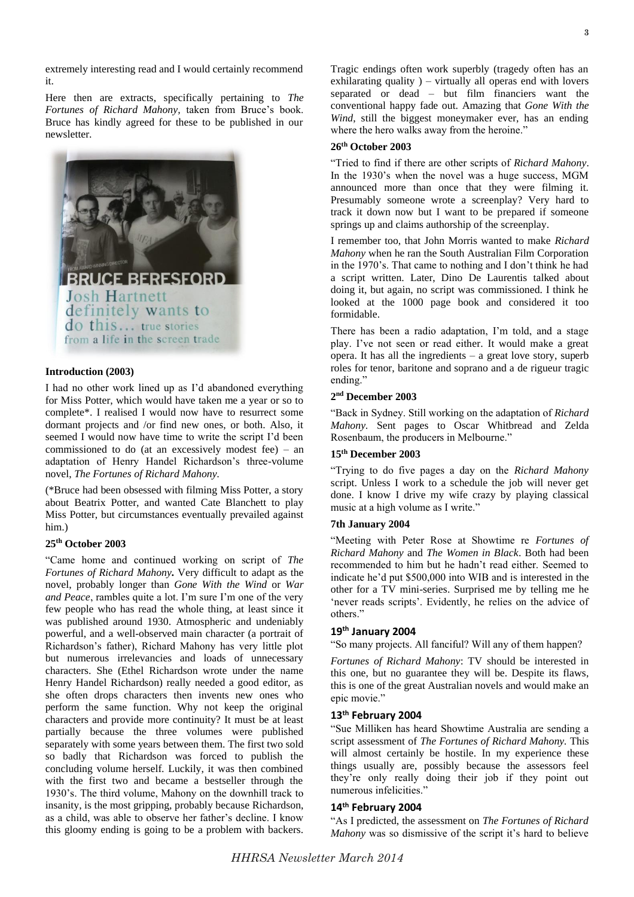extremely interesting read and I would certainly recommend it.

Here then are extracts, specifically pertaining to *The Fortunes of Richard Mahony*, taken from Bruce's book. Bruce has kindly agreed for these to be published in our newsletter.

#### Introduction (2003)

I had no other work lined up as I'd abandoned everything for Miss Potter, which would have taken me a year or so to complete*. I realised I would now have to resurrect some dormant projects and /or find new ones, or both. Also, it seemed I would now have time to write the script I'd been commissioned to do (at an excessively modest fee) – an adaptation of Henry Handel Richardson's three-volume novel, *The Fortunes of Richard Mahony*.

(*Bruce had been obsessed with filming Miss Potter, a story about Beatrix Potter, and wanted Cate Blanchett to play Miss Potter, but circumstances eventually prevailed against him.)

#### 25th October 2003

"Came home and continued working on script of *The Fortunes of Richard Mahony***.** Very difficult to adapt as the novel, probably longer than *Gone With the Wind* or *War and Peace*, rambles quite a lot. I'm sure I'm one of the very few people who has read the whole thing, at least since it was published around 1930. Atmospheric and undeniably powerful, and a well-observed main character (a portrait of Richardson's father), Richard Mahony has very little plot but numerous irrelevancies and loads of unnecessary characters. She (Ethel Richardson wrote under the name Henry Handel Richardson) really needed a good editor, as she often drops characters then invents new ones who perform the same function. Why not keep the original characters and provide more continuity? It must be at least partially because the three volumes were published separately with some years between them. The first two sold so badly that Richardson was forced to publish the concluding volume herself. Luckily, it was then combined with the first two and became a bestseller through the 1930's. The third volume, Mahony on the downhill track to insanity, is the most gripping, probably because Richardson, as a child, was able to observe her father's decline. I know this gloomy ending is going to be a problem with backers. Tragic endings often work superbly (tragedy often has an exhilarating quality ) – virtually all operas end with lovers separated or dead – but film financiers want the conventional happy fade out. Amazing that *Gone With the Wind*, still the biggest moneymaker ever, has an ending where the hero walks away from the heroine."

#### 26th October 2003

"Tried to find if there are other scripts of *Richard Mahony*. In the 1930's when the novel was a huge success, MGM announced more than once that they were filming it. Presumably someone wrote a screenplay? Very hard to track it down now but I want to be prepared if someone springs up and claims authorship of the screenplay.

I remember too, that John Morris wanted to make *Richard Mahony* when he ran the South Australian Film Corporation in the 1970's. That came to nothing and I don't think he had a script written. Later, Dino De Laurentis talked about doing it, but again, no script was commissioned. I think he looked at the 1000 page book and considered it too formidable.

There has been a radio adaptation, I'm told, and a stage play. I've not seen or read either. It would make a great opera. It has all the ingredients – a great love story, superb roles for tenor, baritone and soprano and a de rigueur tragic ending."

#### 2nd December 2003

"Back in Sydney. Still working on the adaptation of *Richard Mahony.* Sent pages to Oscar Whitbread and Zelda Rosenbaum, the producers in Melbourne."

#### 15th December 2003

"Trying to do five pages a day on the *Richard Mahony* script. Unless I work to a schedule the job will never get done. I know I drive my wife crazy by playing classical music at a high volume as I write."

#### 7th January 2004

"Meeting with Peter Rose at Showtime re *Fortunes of Richard Mahony* and *The Women in Black*. Both had been recommended to him but he hadn't read either. Seemed to indicate he'd put \$500,000 into WIB and is interested in the other for a TV mini-series. Surprised me by telling me he 'never reads scripts'. Evidently, he relies on the advice of others."

#### 19th January 2004

"So many projects. All fanciful? Will any of them happen?

*Fortunes of Richard Mahony*: TV should be interested in this one, but no guarantee they will be. Despite its flaws, this is one of the great Australian novels and would make an epic movie."

#### 13th February 2004

"Sue Milliken has heard Showtime Australia are sending a script assessment of *The Fortunes of Richard Mahony.* This will almost certainly be hostile. In my experience these things usually are, possibly because the assessors feel they're only really doing their job if they point out numerous infelicities."

#### 14th February 2004

"As I predicted, the assessment on *The Fortunes of Richard Mahony* was so dismissive of the script it's hard to believe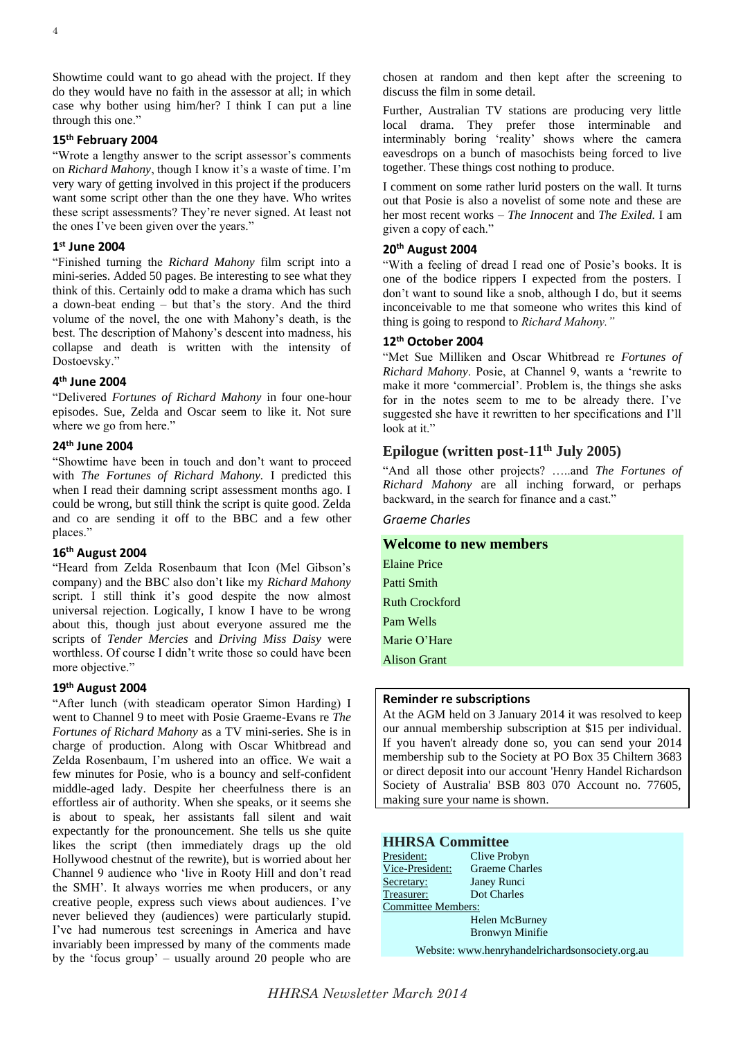Showtime could want to go ahead with the project. If they do they would have no faith in the assessor at all; in which case why bother using him/her? I think I can put a line through this one."

### 15th February 2004

"Wrote a lengthy answer to the script assessor's comments on *Richard Mahony*, though I know it's a waste of time. I'm very wary of getting involved in this project if the producers want some script other than the one they have. Who writes these script assessments? They're never signed. At least not the ones I've been given over the years."

### 1st June 2004

"Finished turning the *Richard Mahony* film script into a mini-series. Added 50 pages. Be interesting to see what they think of this. Certainly odd to make a drama which has such a down-beat ending – but that's the story. And the third volume of the novel, the one with Mahony's death, is the best. The description of Mahony's descent into madness, his collapse and death is written with the intensity of Dostoevsky."

### 4th June 2004

"Delivered *Fortunes of Richard Mahony* in four one-hour episodes. Sue, Zelda and Oscar seem to like it. Not sure where we go from here."

### 24th June 2004

"Showtime have been in touch and don't want to proceed with *The Fortunes of Richard Mahony.* I predicted this when I read their damning script assessment months ago. I could be wrong, but still think the script is quite good. Zelda and co are sending it off to the BBC and a few other places."

### 16th August 2004

"Heard from Zelda Rosenbaum that Icon (Mel Gibson's company) and the BBC also don't like my *Richard Mahony* script. I still think it's good despite the now almost universal rejection. Logically, I know I have to be wrong about this, though just about everyone assured me the scripts of *Tender Mercies* and *Driving Miss Daisy* were worthless. Of course I didn't write those so could have been more objective."

### 19th August 2004

"After lunch (with steadicam operator Simon Harding) I went to Channel 9 to meet with Posie Graeme-Evans re *The Fortunes of Richard Mahony* as a TV mini-series. She is in charge of production. Along with Oscar Whitbread and Zelda Rosenbaum, I'm ushered into an office. We wait a few minutes for Posie, who is a bouncy and self-confident middle-aged lady. Despite her cheerfulness there is an effortless air of authority. When she speaks, or it seems she is about to speak, her assistants fall silent and wait expectantly for the pronouncement. She tells us she quite likes the script (then immediately drags up the old Hollywood chestnut of the rewrite), but is worried about her Channel 9 audience who 'live in Rooty Hill and don't read the SMH'. It always worries me when producers, or any creative people, express such views about audiences. I've never believed they (audiences) were particularly stupid. I've had numerous test screenings in America and have invariably been impressed by many of the comments made by the 'focus group' – usually around 20 people who are chosen at random and then kept after the screening to discuss the film in some detail.

Further, Australian TV stations are producing very little local drama. They prefer those interminable and interminably boring 'reality' shows where the camera eavesdrops on a bunch of masochists being forced to live together. These things cost nothing to produce.

I comment on some rather lurid posters on the wall. It turns out that Posie is also a novelist of some note and these are her most recent works – *The Innocent* and *The Exiled.* I am given a copy of each."

### 20th August 2004

"With a feeling of dread I read one of Posie's books. It is one of the bodice rippers I expected from the posters. I don't want to sound like a snob, although I do, but it seems inconceivable to me that someone who writes this kind of thing is going to respond to *Richard Mahony."*

### 12th October 2004

"Met Sue Milliken and Oscar Whitbread re *Fortunes of Richard Mahony*. Posie, at Channel 9, wants a 'rewrite to make it more 'commercial'. Problem is, the things she asks for in the notes seem to me to be already there. I've suggested she have it rewritten to her specifications and I'll look at it."

## Epilogue (written post-11th July 2005)

"And all those other projects? …..and *The Fortunes of Richard Mahony* are all inching forward, or perhaps backward, in the search for finance and a cast."

*Graeme Charles*

## Welcome to new members

Elaine Price

Patti Smith

Ruth Crockford

Pam Wells

Marie O'Hare

Alison Grant

### Reminder re subscriptions

At the AGM held on 3 January 2014 it was resolved to keep our annual membership subscription at $15 per individual. If you haven't already done so, you can send your 2014 membership sub to the Society at PO Box 35 Chiltern 3683 or direct deposit into our account 'Henry Handel Richardson Society of Australia' BSB 803 070 Account no. 77605, making sure your name is shown.

## HHRSA Committee

| | |
|---|---|
| President: | Clive Probyn |
| Vice-President: | Graeme Charles |
| Secretary: | Janey Runci |
| Treasurer: | Dot Charles |
| Committee Members: | |
| | Helen McBurney |
| | Bronwyn Minifie |

Website: www.henryhandelrichardsonsociety.org.au